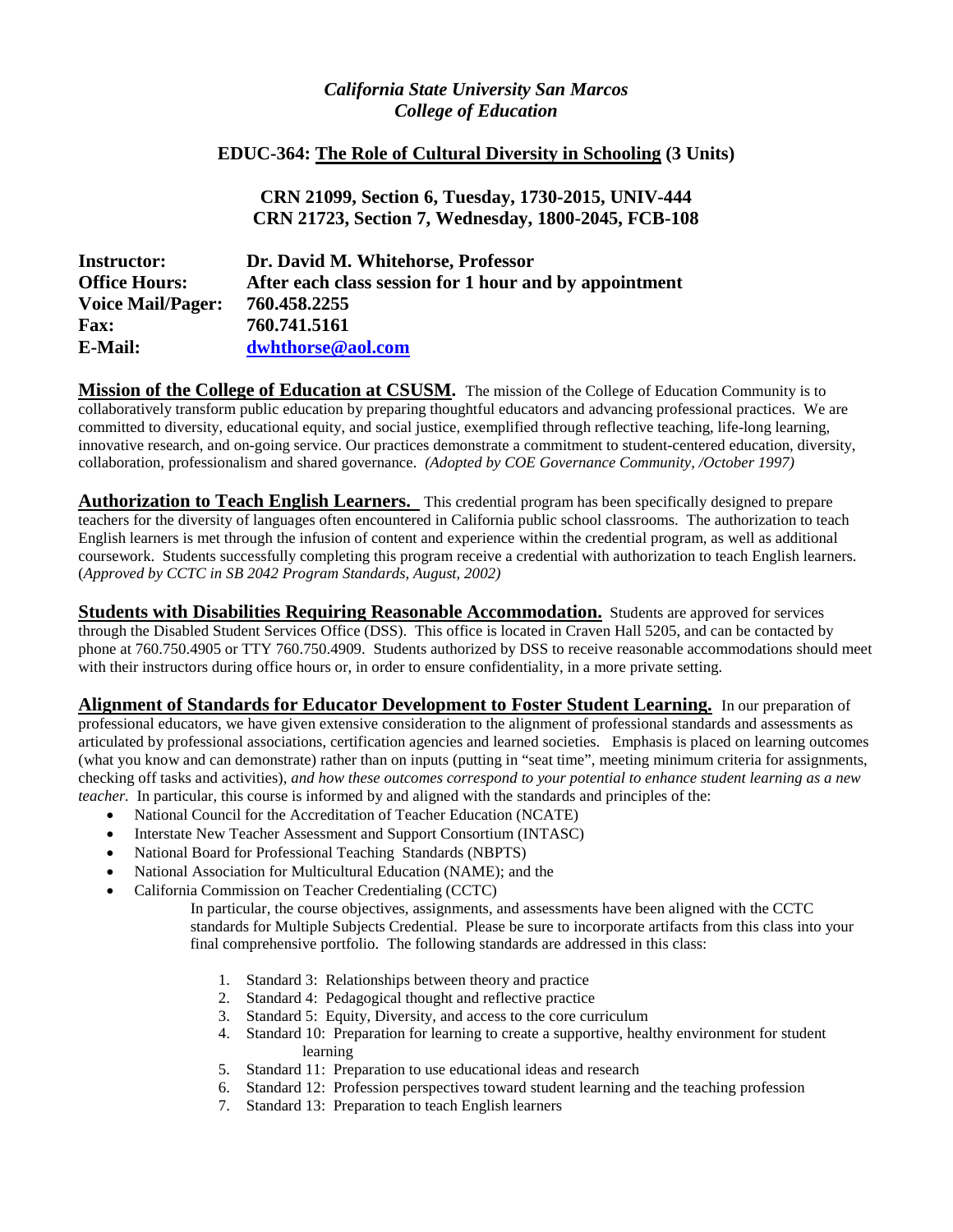*California State University San Marcos*
*College of Education*

## EDUC-364: The Role of Cultural Diversity in Schooling (3 Units)

**CRN 21099, Section 6, Tuesday, 1730-2015, UNIV-444**
**CRN 21723, Section 7, Wednesday, 1800-2045, FCB-108**

| | |
|---|---|
| **Instructor:** | **Dr. David M. Whitehorse, Professor** |
| **Office Hours:** | **After each class session for 1 hour and by appointment** |
| **Voice Mail/Pager:** | **760.458.2255** |
| **Fax:** | **760.741.5161** |
| **E-Mail:** | **dwhthorse@aol.com** |

**Mission of the College of Education at CSUSM.** The mission of the College of Education Community is to collaboratively transform public education by preparing thoughtful educators and advancing professional practices. We are committed to diversity, educational equity, and social justice, exemplified through reflective teaching, life-long learning, innovative research, and on-going service. Our practices demonstrate a commitment to student-centered education, diversity, collaboration, professionalism and shared governance. *(Adopted by COE Governance Community, /October 1997)*

**Authorization to Teach English Learners.** This credential program has been specifically designed to prepare teachers for the diversity of languages often encountered in California public school classrooms. The authorization to teach English learners is met through the infusion of content and experience within the credential program, as well as additional coursework. Students successfully completing this program receive a credential with authorization to teach English learners. (*Approved by CCTC in SB 2042 Program Standards, August, 2002)*

**Students with Disabilities Requiring Reasonable Accommodation.** Students are approved for services through the Disabled Student Services Office (DSS). This office is located in Craven Hall 5205, and can be contacted by phone at 760.750.4905 or TTY 760.750.4909. Students authorized by DSS to receive reasonable accommodations should meet with their instructors during office hours or, in order to ensure confidentiality, in a more private setting.

**Alignment of Standards for Educator Development to Foster Student Learning.** In our preparation of professional educators, we have given extensive consideration to the alignment of professional standards and assessments as articulated by professional associations, certification agencies and learned societies. Emphasis is placed on learning outcomes (what you know and can demonstrate) rather than on inputs (putting in "seat time", meeting minimum criteria for assignments, checking off tasks and activities), *and how these outcomes correspond to your potential to enhance student learning as a new teacher.* In particular, this course is informed by and aligned with the standards and principles of the:

- National Council for the Accreditation of Teacher Education (NCATE)
- Interstate New Teacher Assessment and Support Consortium (INTASC)
- National Board for Professional Teaching Standards (NBPTS)
- National Association for Multicultural Education (NAME); and the
- California Commission on Teacher Credentialing (CCTC)

  In particular, the course objectives, assignments, and assessments have been aligned with the CCTC standards for Multiple Subjects Credential. Please be sure to incorporate artifacts from this class into your final comprehensive portfolio. The following standards are addressed in this class:

  1. Standard 3: Relationships between theory and practice
  2. Standard 4: Pedagogical thought and reflective practice
  3. Standard 5: Equity, Diversity, and access to the core curriculum
  4. Standard 10: Preparation for learning to create a supportive, healthy environment for student learning
  5. Standard 11: Preparation to use educational ideas and research
  6. Standard 12: Profession perspectives toward student learning and the teaching profession
  7. Standard 13: Preparation to teach English learners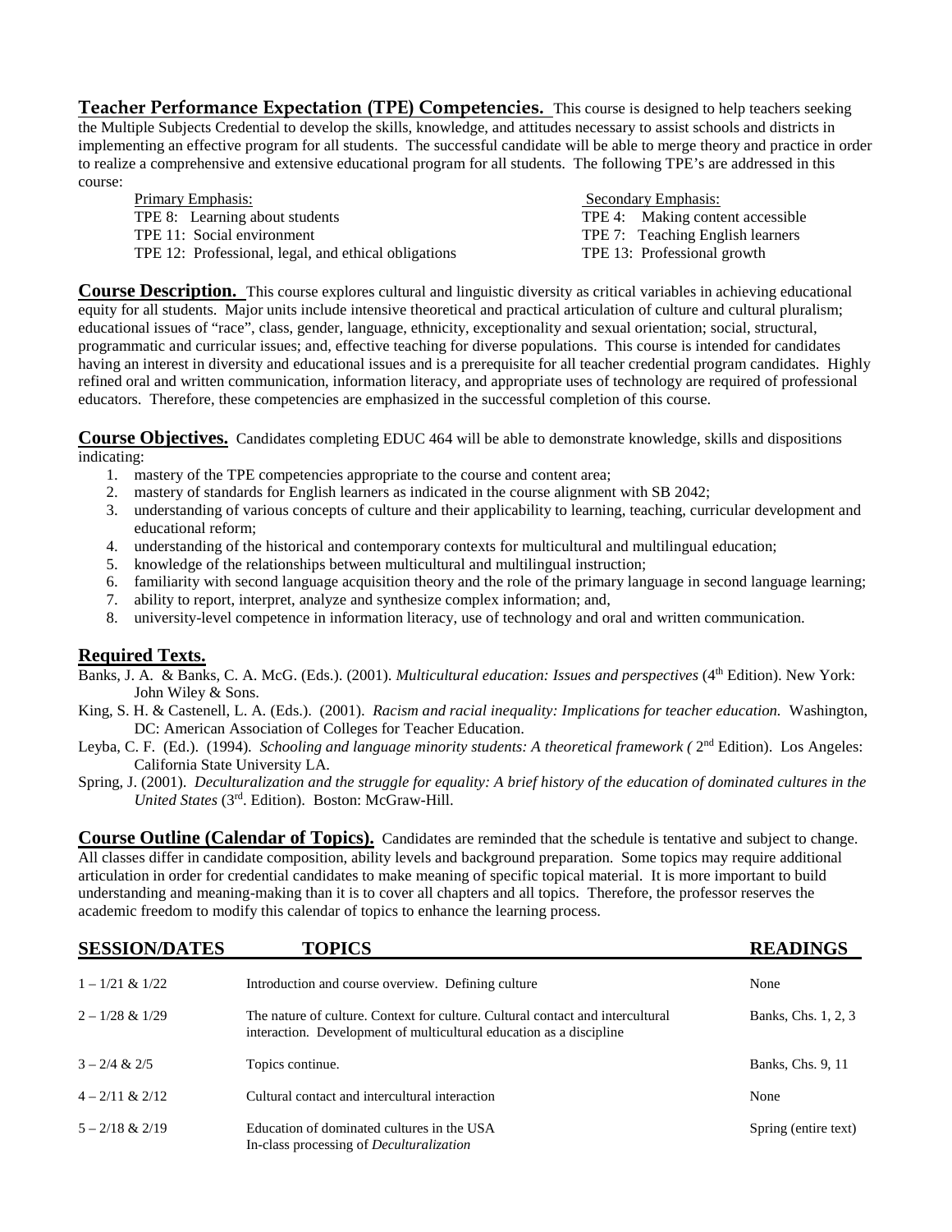**Teacher Performance Expectation (TPE) Competencies.** This course is designed to help teachers seeking the Multiple Subjects Credential to develop the skills, knowledge, and attitudes necessary to assist schools and districts in implementing an effective program for all students. The successful candidate will be able to merge theory and practice in order to realize a comprehensive and extensive educational program for all students. The following TPE's are addressed in this course:

| Primary Emphasis: | Secondary Emphasis: |
|---|---|
| TPE 8: Learning about students | TPE 4: Making content accessible |
| TPE 11: Social environment | TPE 7: Teaching English learners |
| TPE 12: Professional, legal, and ethical obligations | TPE 13: Professional growth |

**Course Description.** This course explores cultural and linguistic diversity as critical variables in achieving educational equity for all students. Major units include intensive theoretical and practical articulation of culture and cultural pluralism; educational issues of "race", class, gender, language, ethnicity, exceptionality and sexual orientation; social, structural, programmatic and curricular issues; and, effective teaching for diverse populations. This course is intended for candidates having an interest in diversity and educational issues and is a prerequisite for all teacher credential program candidates. Highly refined oral and written communication, information literacy, and appropriate uses of technology are required of professional educators. Therefore, these competencies are emphasized in the successful completion of this course.

**Course Objectives.** Candidates completing EDUC 464 will be able to demonstrate knowledge, skills and dispositions indicating:

1. mastery of the TPE competencies appropriate to the course and content area;
2. mastery of standards for English learners as indicated in the course alignment with SB 2042;
3. understanding of various concepts of culture and their applicability to learning, teaching, curricular development and educational reform;
4. understanding of the historical and contemporary contexts for multicultural and multilingual education;
5. knowledge of the relationships between multicultural and multilingual instruction;
6. familiarity with second language acquisition theory and the role of the primary language in second language learning;
7. ability to report, interpret, analyze and synthesize complex information; and,
8. university-level competence in information literacy, use of technology and oral and written communication.

## Required Texts.

Banks, J. A. & Banks, C. A. McG. (Eds.). (2001). *Multicultural education: Issues and perspectives* (4th Edition). New York: John Wiley & Sons.

King, S. H. & Castenell, L. A. (Eds.). (2001). *Racism and racial inequality: Implications for teacher education.* Washington, DC: American Association of Colleges for Teacher Education.

Leyba, C. F. (Ed.). (1994). *Schooling and language minority students: A theoretical framework (* 2nd Edition). Los Angeles: California State University LA.

Spring, J. (2001). *Deculturalization and the struggle for equality: A brief history of the education of dominated cultures in the United States* (3rd. Edition). Boston: McGraw-Hill.

**Course Outline (Calendar of Topics).** Candidates are reminded that the schedule is tentative and subject to change. All classes differ in candidate composition, ability levels and background preparation. Some topics may require additional articulation in order for credential candidates to make meaning of specific topical material. It is more important to build understanding and meaning-making than it is to cover all chapters and all topics. Therefore, the professor reserves the academic freedom to modify this calendar of topics to enhance the learning process.

| SESSION/DATES | TOPICS | READINGS |
|---|---|---|
| 1 – 1/21 & 1/22 | Introduction and course overview. Defining culture | None |
| 2 – 1/28 & 1/29 | The nature of culture. Context for culture. Cultural contact and intercultural interaction. Development of multicultural education as a discipline | Banks, Chs. 1, 2, 3 |
| 3 – 2/4 & 2/5 | Topics continue. | Banks, Chs. 9, 11 |
| 4 – 2/11 & 2/12 | Cultural contact and intercultural interaction | None |
| 5 – 2/18 & 2/19 | Education of dominated cultures in the USA<br>In-class processing of *Deculturalization* | Spring (entire text) |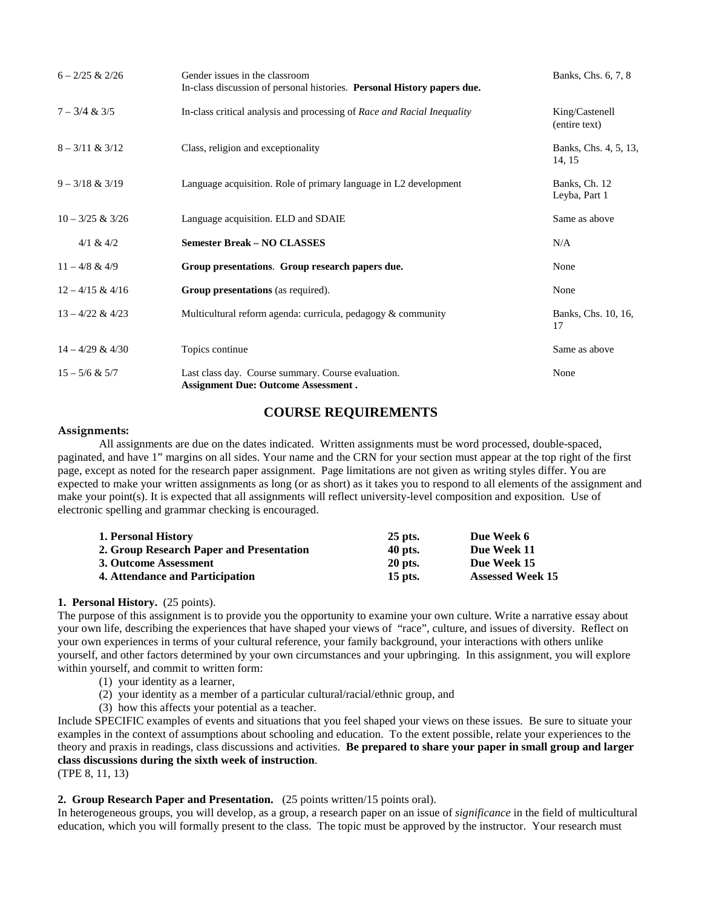| | | |
|---|---|---|
| 6 – 2/25 & 2/26 | Gender issues in the classroom<br>In-class discussion of personal histories. **Personal History papers due.** | Banks, Chs. 6, 7, 8 |
| 7 – 3/4 & 3/5 | In-class critical analysis and processing of *Race and Racial Inequality* | King/Castenell (entire text) |
| 8 – 3/11 & 3/12 | Class, religion and exceptionality | Banks, Chs. 4, 5, 13, 14, 15 |
| 9 – 3/18 & 3/19 | Language acquisition. Role of primary language in L2 development | Banks, Ch. 12<br>Leyba, Part 1 |
| 10 – 3/25 & 3/26 | Language acquisition. ELD and SDAIE | Same as above |
| 4/1 & 4/2 | **Semester Break – NO CLASSES** | N/A |
| 11 – 4/8 & 4/9 | **Group presentations**. **Group research papers due.** | None |
| 12 – 4/15 & 4/16 | **Group presentations** (as required). | None |
| 13 – 4/22 & 4/23 | Multicultural reform agenda: curricula, pedagogy & community | Banks, Chs. 10, 16, 17 |
| 14 – 4/29 & 4/30 | Topics continue | Same as above |
| 15 – 5/6 & 5/7 | Last class day. Course summary. Course evaluation.<br>**Assignment Due: Outcome Assessment .** | None |

## COURSE REQUIREMENTS

**Assignments:**

All assignments are due on the dates indicated. Written assignments must be word processed, double-spaced, paginated, and have 1" margins on all sides. Your name and the CRN for your section must appear at the top right of the first page, except as noted for the research paper assignment. Page limitations are not given as writing styles differ. You are expected to make your written assignments as long (or as short) as it takes you to respond to all elements of the assignment and make your point(s). It is expected that all assignments will reflect university-level composition and exposition. Use of electronic spelling and grammar checking is encouraged.

| | | |
|---|---|---|
| **1. Personal History** | **25 pts.** | **Due Week 6** |
| **2. Group Research Paper and Presentation** | **40 pts.** | **Due Week 11** |
| **3. Outcome Assessment** | **20 pts.** | **Due Week 15** |
| **4. Attendance and Participation** | **15 pts.** | **Assessed Week 15** |

**1. Personal History.** (25 points).

The purpose of this assignment is to provide you the opportunity to examine your own culture. Write a narrative essay about your own life, describing the experiences that have shaped your views of "race", culture, and issues of diversity. Reflect on your own experiences in terms of your cultural reference, your family background, your interactions with others unlike yourself, and other factors determined by your own circumstances and your upbringing. In this assignment, you will explore within yourself, and commit to written form:

(1) your identity as a learner,
(2) your identity as a member of a particular cultural/racial/ethnic group, and
(3) how this affects your potential as a teacher.

Include SPECIFIC examples of events and situations that you feel shaped your views on these issues. Be sure to situate your examples in the context of assumptions about schooling and education. To the extent possible, relate your experiences to the theory and praxis in readings, class discussions and activities. **Be prepared to share your paper in small group and larger class discussions during the sixth week of instruction**.

(TPE 8, 11, 13)

**2. Group Research Paper and Presentation.** (25 points written/15 points oral).

In heterogeneous groups, you will develop, as a group, a research paper on an issue of *significance* in the field of multicultural education, which you will formally present to the class. The topic must be approved by the instructor. Your research must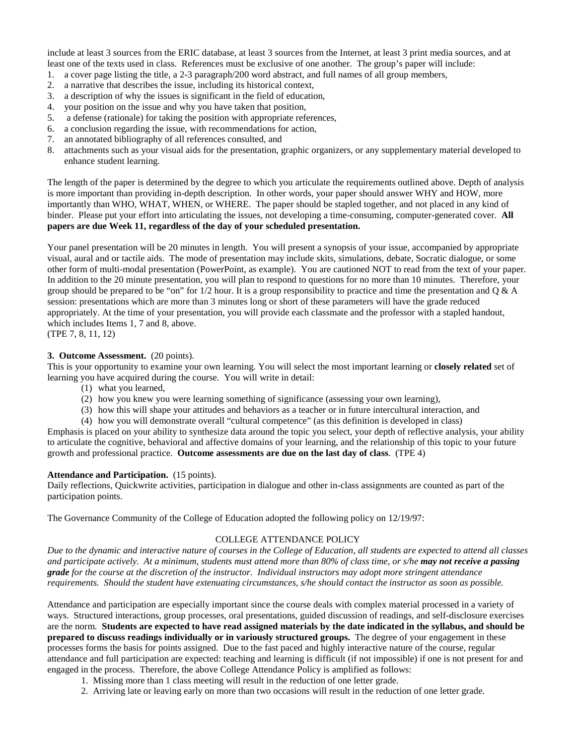include at least 3 sources from the ERIC database, at least 3 sources from the Internet, at least 3 print media sources, and at least one of the texts used in class. References must be exclusive of one another. The group's paper will include:

1. a cover page listing the title, a 2-3 paragraph/200 word abstract, and full names of all group members,
2. a narrative that describes the issue, including its historical context,
3. a description of why the issues is significant in the field of education,
4. your position on the issue and why you have taken that position,
5. a defense (rationale) for taking the position with appropriate references,
6. a conclusion regarding the issue, with recommendations for action,
7. an annotated bibliography of all references consulted, and
8. attachments such as your visual aids for the presentation, graphic organizers, or any supplementary material developed to enhance student learning.

The length of the paper is determined by the degree to which you articulate the requirements outlined above. Depth of analysis is more important than providing in-depth description. In other words, your paper should answer WHY and HOW, more importantly than WHO, WHAT, WHEN, or WHERE. The paper should be stapled together, and not placed in any kind of binder. Please put your effort into articulating the issues, not developing a time-consuming, computer-generated cover. **All papers are due Week 11, regardless of the day of your scheduled presentation.**

Your panel presentation will be 20 minutes in length. You will present a synopsis of your issue, accompanied by appropriate visual, aural and or tactile aids. The mode of presentation may include skits, simulations, debate, Socratic dialogue, or some other form of multi-modal presentation (PowerPoint, as example). You are cautioned NOT to read from the text of your paper. In addition to the 20 minute presentation, you will plan to respond to questions for no more than 10 minutes. Therefore, your group should be prepared to be "on" for 1/2 hour. It is a group responsibility to practice and time the presentation and Q & A session: presentations which are more than 3 minutes long or short of these parameters will have the grade reduced appropriately. At the time of your presentation, you will provide each classmate and the professor with a stapled handout, which includes Items 1, 7 and 8, above.
(TPE 7, 8, 11, 12)

**3. Outcome Assessment.** (20 points).
This is your opportunity to examine your own learning. You will select the most important learning or **closely related** set of learning you have acquired during the course. You will write in detail:

(1) what you learned,
(2) how you knew you were learning something of significance (assessing your own learning),
(3) how this will shape your attitudes and behaviors as a teacher or in future intercultural interaction, and
(4) how you will demonstrate overall "cultural competence" (as this definition is developed in class)

Emphasis is placed on your ability to synthesize data around the topic you select, your depth of reflective analysis, your ability to articulate the cognitive, behavioral and affective domains of your learning, and the relationship of this topic to your future growth and professional practice. **Outcome assessments are due on the last day of class**. (TPE 4)

**Attendance and Participation.** (15 points).
Daily reflections, Quickwrite activities, participation in dialogue and other in-class assignments are counted as part of the participation points.

The Governance Community of the College of Education adopted the following policy on 12/19/97:

COLLEGE ATTENDANCE POLICY

*Due to the dynamic and interactive nature of courses in the College of Education, all students are expected to attend all classes and participate actively. At a minimum, students must attend more than 80% of class time, or s/he* ***may not receive a passing grade*** *for the course at the discretion of the instructor. Individual instructors may adopt more stringent attendance requirements. Should the student have extenuating circumstances, s/he should contact the instructor as soon as possible.*

Attendance and participation are especially important since the course deals with complex material processed in a variety of ways. Structured interactions, group processes, oral presentations, guided discussion of readings, and self-disclosure exercises are the norm. **Students are expected to have read assigned materials by the date indicated in the syllabus, and should be prepared to discuss readings individually or in variously structured groups.** The degree of your engagement in these processes forms the basis for points assigned. Due to the fast paced and highly interactive nature of the course, regular attendance and full participation are expected: teaching and learning is difficult (if not impossible) if one is not present for and engaged in the process. Therefore, the above College Attendance Policy is amplified as follows:

1. Missing more than 1 class meeting will result in the reduction of one letter grade.
2. Arriving late or leaving early on more than two occasions will result in the reduction of one letter grade.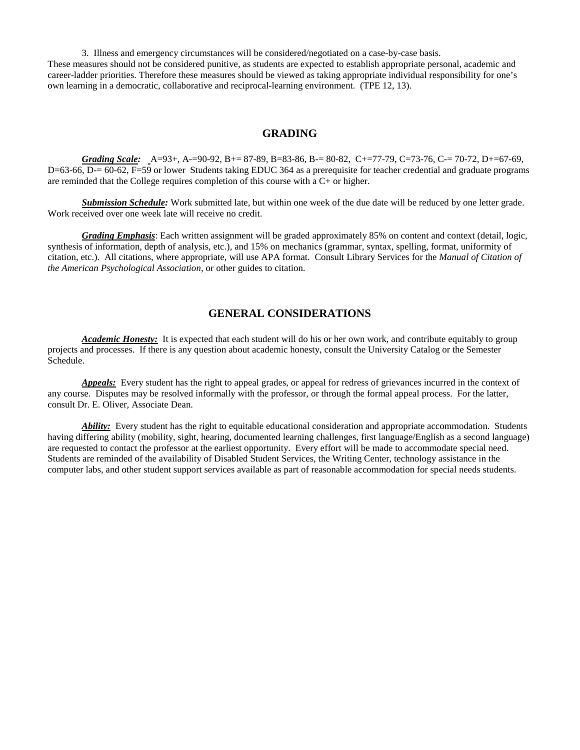3. Illness and emergency circumstances will be considered/negotiated on a case-by-case basis.

These measures should not be considered punitive, as students are expected to establish appropriate personal, academic and career-ladder priorities. Therefore these measures should be viewed as taking appropriate individual responsibility for one's own learning in a democratic, collaborative and reciprocal-learning environment. (TPE 12, 13).

## GRADING

***Grading Scale:*** A=93+, A-=90-92, B+= 87-89, B=83-86, B-= 80-82, C+=77-79, C=73-76, C-= 70-72, D+=67-69, D=63-66, D-= 60-62, F=59 or lower Students taking EDUC 364 as a prerequisite for teacher credential and graduate programs are reminded that the College requires completion of this course with a C+ or higher.

***Submission Schedule:*** Work submitted late, but within one week of the due date will be reduced by one letter grade. Work received over one week late will receive no credit.

***Grading Emphasis***: Each written assignment will be graded approximately 85% on content and context (detail, logic, synthesis of information, depth of analysis, etc.), and 15% on mechanics (grammar, syntax, spelling, format, uniformity of citation, etc.). All citations, where appropriate, will use APA format. Consult Library Services for the *Manual of Citation of the American Psychological Association*, or other guides to citation.

## GENERAL CONSIDERATIONS

***Academic Honesty:*** It is expected that each student will do his or her own work, and contribute equitably to group projects and processes. If there is any question about academic honesty, consult the University Catalog or the Semester Schedule.

***Appeals:*** Every student has the right to appeal grades, or appeal for redress of grievances incurred in the context of any course. Disputes may be resolved informally with the professor, or through the formal appeal process. For the latter, consult Dr. E. Oliver, Associate Dean.

***Ability:*** Every student has the right to equitable educational consideration and appropriate accommodation. Students having differing ability (mobility, sight, hearing, documented learning challenges, first language/English as a second language) are requested to contact the professor at the earliest opportunity. Every effort will be made to accommodate special need. Students are reminded of the availability of Disabled Student Services, the Writing Center, technology assistance in the computer labs, and other student support services available as part of reasonable accommodation for special needs students.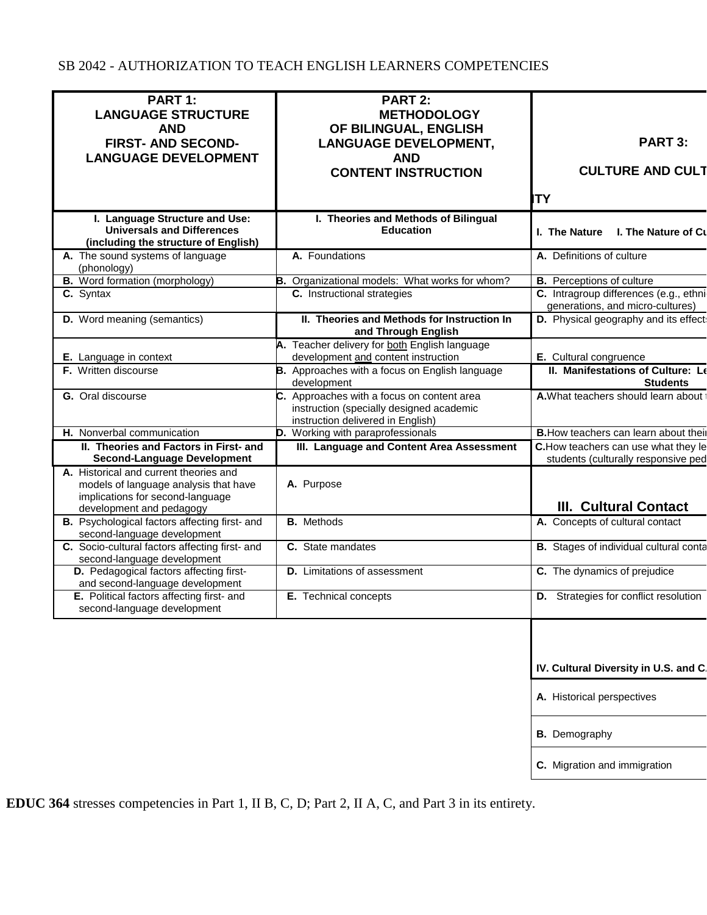SB 2042 - AUTHORIZATION TO TEACH ENGLISH LEARNERS COMPETENCIES

| PART 1: LANGUAGE STRUCTURE AND FIRST- AND SECOND-LANGUAGE DEVELOPMENT | PART 2: METHODOLOGY OF BILINGUAL, ENGLISH LANGUAGE DEVELOPMENT, AND CONTENT INSTRUCTION | PART 3: CULTURE AND CULT ITY |
|---|---|---|
| **I. Language Structure and Use: Universals and Differences (including the structure of English)** | **I. Theories and Methods of Bilingual Education** | **I. The Nature I. The Nature of Cu** |
| **A.** The sound systems of language (phonology) | **A.** Foundations | **A.** Definitions of culture |
| **B.** Word formation (morphology) | **B.** Organizational models: What works for whom? | **B.** Perceptions of culture |
| **C.** Syntax | **C.** Instructional strategies | **C.** Intragroup differences (e.g., ethni generations, and micro-cultures) |
| **D.** Word meaning (semantics) | **II. Theories and Methods for Instruction In and Through English** | **D.** Physical geography and its effect |
| **E.** Language in context | **A.** Teacher delivery for both English language development and content instruction | **E.** Cultural congruence |
| **F.** Written discourse | **B.** Approaches with a focus on English language development | **II. Manifestations of Culture: Le Students** |
| **G.** Oral discourse | **C.** Approaches with a focus on content area instruction (specially designed academic instruction delivered in English) | **A.** What teachers should learn about |
| **H.** Nonverbal communication | **D.** Working with paraprofessionals | **B.** How teachers can learn about thei |
| **II. Theories and Factors in First- and Second-Language Development** | **III. Language and Content Area Assessment** | **C.** How teachers can use what they le students (culturally responsive ped |
| **A.** Historical and current theories and models of language analysis that have implications for second-language development and pedagogy | **A.** Purpose | **III. Cultural Contact** |
| **B.** Psychological factors affecting first- and second-language development | **B.** Methods | **A.** Concepts of cultural contact |
| **C.** Socio-cultural factors affecting first- and second-language development | **C.** State mandates | **B.** Stages of individual cultural conta |
| **D.** Pedagogical factors affecting first- and second-language development | **D.** Limitations of assessment | **C.** The dynamics of prejudice |
| **E.** Political factors affecting first- and second-language development | **E.** Technical concepts | **D.** Strategies for conflict resolution |
| | | **IV. Cultural Diversity in U.S. and C** |
| | | **A.** Historical perspectives |
| | | **B.** Demography |
| | | **C.** Migration and immigration |

**EDUC 364** stresses competencies in Part 1, II B, C, D; Part 2, II A, C, and Part 3 in its entirety.